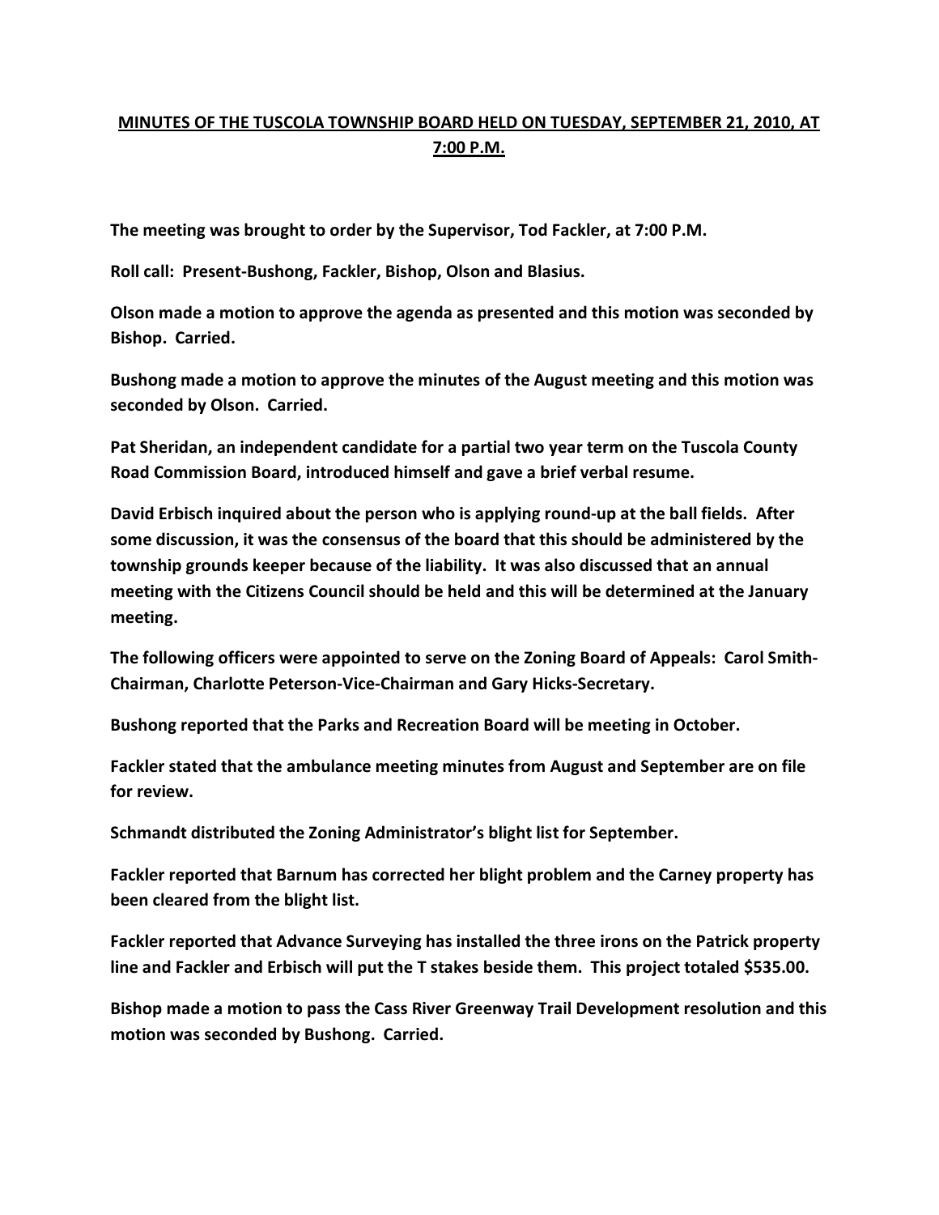# MINUTES OF THE TUSCOLA TOWNSHIP BOARD HELD ON TUESDAY, SEPTEMBER 21, 2010, AT 7:00 P.M.

**The meeting was brought to order by the Supervisor, Tod Fackler, at 7:00 P.M.**

**Roll call: Present-Bushong, Fackler, Bishop, Olson and Blasius.**

**Olson made a motion to approve the agenda as presented and this motion was seconded by Bishop. Carried.**

**Bushong made a motion to approve the minutes of the August meeting and this motion was seconded by Olson. Carried.**

**Pat Sheridan, an independent candidate for a partial two year term on the Tuscola County Road Commission Board, introduced himself and gave a brief verbal resume.**

**David Erbisch inquired about the person who is applying round-up at the ball fields. After some discussion, it was the consensus of the board that this should be administered by the township grounds keeper because of the liability. It was also discussed that an annual meeting with the Citizens Council should be held and this will be determined at the January meeting.**

**The following officers were appointed to serve on the Zoning Board of Appeals: Carol Smith-Chairman, Charlotte Peterson-Vice-Chairman and Gary Hicks-Secretary.**

**Bushong reported that the Parks and Recreation Board will be meeting in October.**

**Fackler stated that the ambulance meeting minutes from August and September are on file for review.**

**Schmandt distributed the Zoning Administrator's blight list for September.**

**Fackler reported that Barnum has corrected her blight problem and the Carney property has been cleared from the blight list.**

**Fackler reported that Advance Surveying has installed the three irons on the Patrick property line and Fackler and Erbisch will put the T stakes beside them. This project totaled $535.00.**

**Bishop made a motion to pass the Cass River Greenway Trail Development resolution and this motion was seconded by Bushong. Carried.**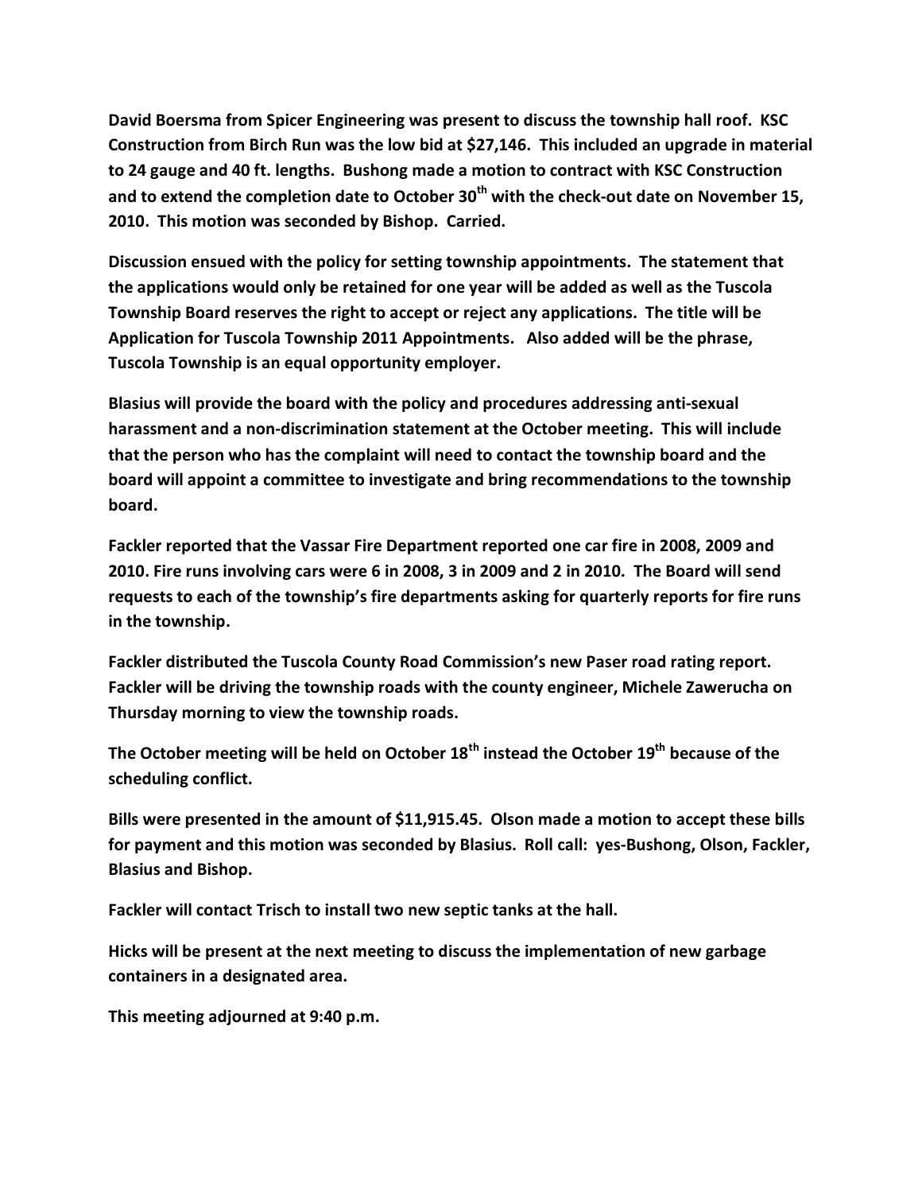**David Boersma from Spicer Engineering was present to discuss the township hall roof. KSC Construction from Birch Run was the low bid at $27,146. This included an upgrade in material to 24 gauge and 40 ft. lengths. Bushong made a motion to contract with KSC Construction and to extend the completion date to October 30th with the check-out date on November 15, 2010. This motion was seconded by Bishop. Carried.**

**Discussion ensued with the policy for setting township appointments. The statement that the applications would only be retained for one year will be added as well as the Tuscola Township Board reserves the right to accept or reject any applications. The title will be Application for Tuscola Township 2011 Appointments. Also added will be the phrase, Tuscola Township is an equal opportunity employer.**

**Blasius will provide the board with the policy and procedures addressing anti-sexual harassment and a non-discrimination statement at the October meeting. This will include that the person who has the complaint will need to contact the township board and the board will appoint a committee to investigate and bring recommendations to the township board.**

**Fackler reported that the Vassar Fire Department reported one car fire in 2008, 2009 and 2010. Fire runs involving cars were 6 in 2008, 3 in 2009 and 2 in 2010. The Board will send requests to each of the township's fire departments asking for quarterly reports for fire runs in the township.**

**Fackler distributed the Tuscola County Road Commission's new Paser road rating report. Fackler will be driving the township roads with the county engineer, Michele Zawerucha on Thursday morning to view the township roads.**

**The October meeting will be held on October 18th instead the October 19th because of the scheduling conflict.**

**Bills were presented in the amount of $11,915.45. Olson made a motion to accept these bills for payment and this motion was seconded by Blasius. Roll call: yes-Bushong, Olson, Fackler, Blasius and Bishop.**

**Fackler will contact Trisch to install two new septic tanks at the hall.**

**Hicks will be present at the next meeting to discuss the implementation of new garbage containers in a designated area.**

**This meeting adjourned at 9:40 p.m.**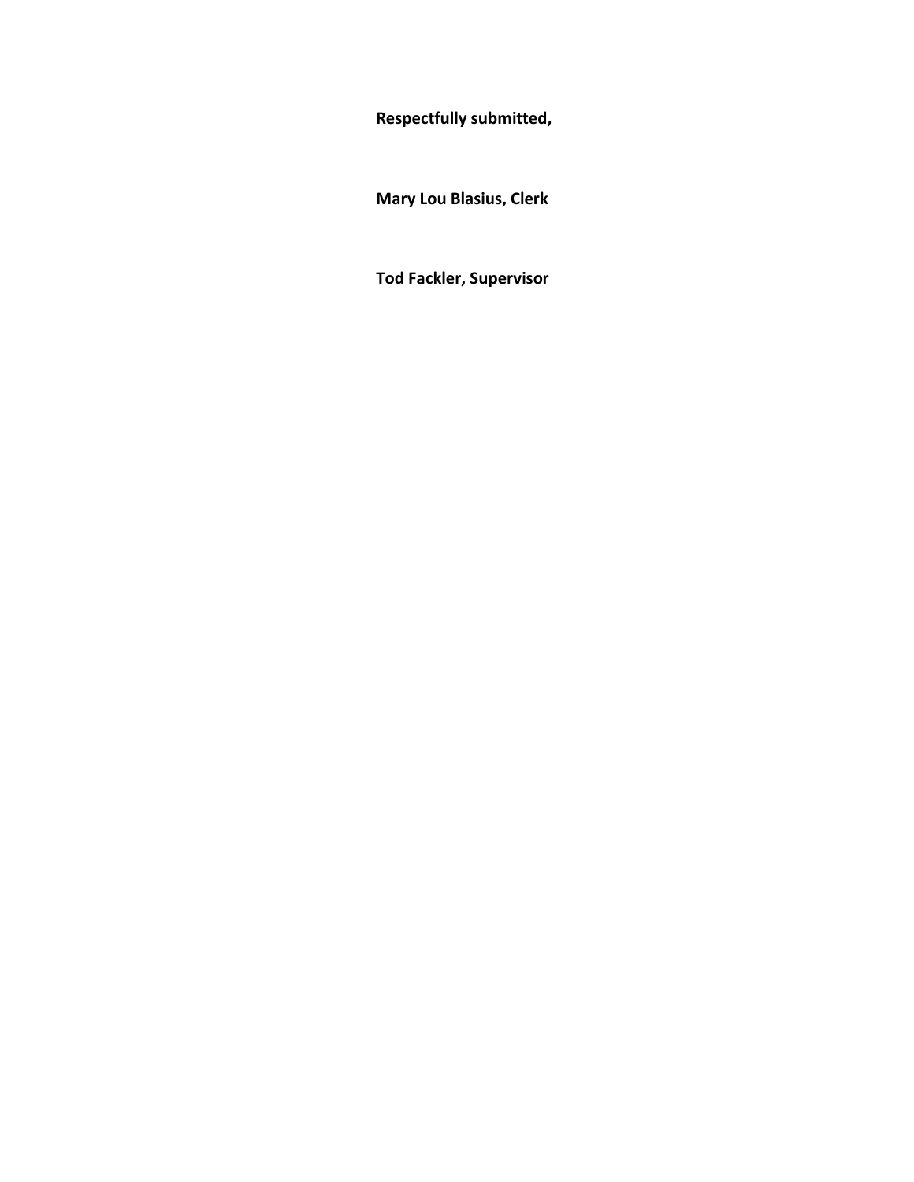**Respectfully submitted,**

**Mary Lou Blasius, Clerk**

**Tod Fackler, Supervisor**